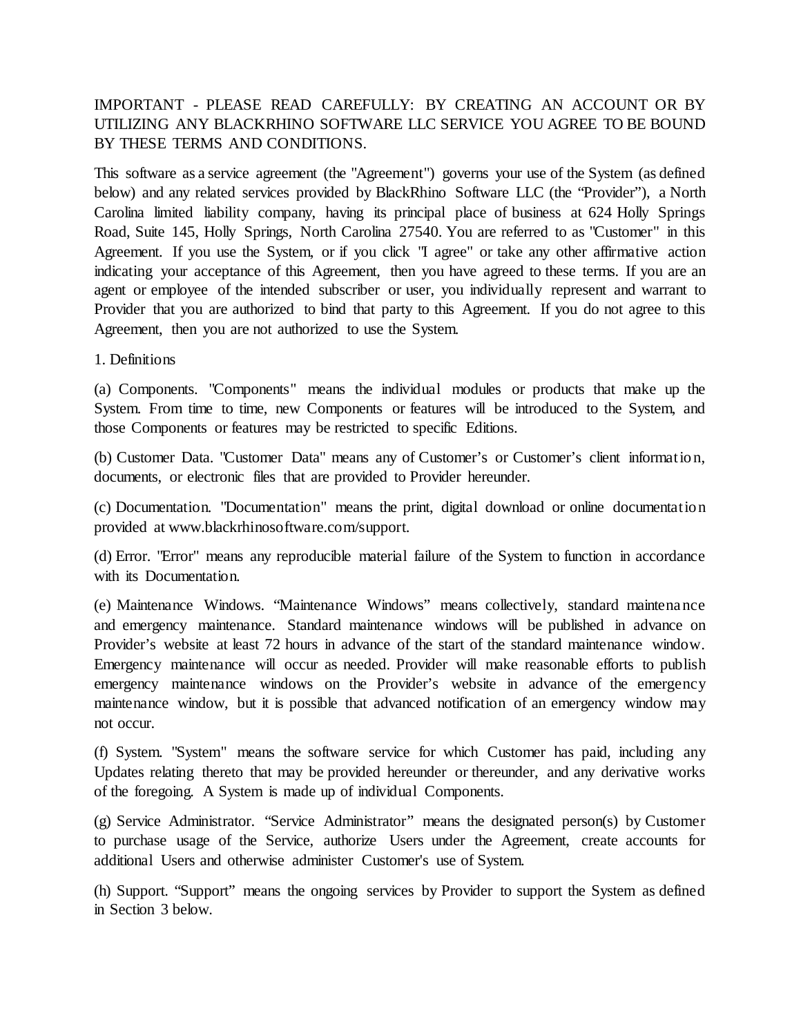IMPORTANT - PLEASE READ CAREFULLY: BY CREATING AN ACCOUNT OR BY UTILIZING ANY BLACKRHINO SOFTWARE LLC SERVICE YOU AGREE TO BE BOUND BY THESE TERMS AND CONDITIONS.

This software as a service agreement (the "Agreement") governs your use of the System (as defined below) and any related services provided by BlackRhino Software LLC (the "Provider"), a North Carolina limited liability company, having its principal place of business at 624 Holly Springs Road, Suite 145, Holly Springs, North Carolina 27540. You are referred to as "Customer" in this Agreement. If you use the System, or if you click "I agree" or take any other affirmative action indicating your acceptance of this Agreement, then you have agreed to these terms. If you are an agent or employee of the intended subscriber or user, you individually represent and warrant to Provider that you are authorized to bind that party to this Agreement. If you do not agree to this Agreement, then you are not authorized to use the System.

1. Definitions

(a) Components. "Components" means the individual modules or products that make up the System. From time to time, new Components or features will be introduced to the System, and those Components or features may be restricted to specific Editions.

(b) Customer Data. "Customer Data" means any of Customer's or Customer's client information, documents, or electronic files that are provided to Provider hereunder.

(c) Documentation. "Documentation" means the print, digital download or online documentation provided at www.blackrhinosoftware.com/support.

(d) Error. "Error" means any reproducible material failure of the System to function in accordance with its Documentation.

(e) Maintenance Windows. "Maintenance Windows" means collectively, standard maintenance and emergency maintenance. Standard maintenance windows will be published in advance on Provider's website at least 72 hours in advance of the start of the standard maintenance window. Emergency maintenance will occur as needed. Provider will make reasonable efforts to publish emergency maintenance windows on the Provider's website in advance of the emergency maintenance window, but it is possible that advanced notification of an emergency window may not occur.

(f) System. "System" means the software service for which Customer has paid, including any Updates relating thereto that may be provided hereunder or thereunder, and any derivative works of the foregoing. A System is made up of individual Components.

(g) Service Administrator. "Service Administrator" means the designated person(s) by Customer to purchase usage of the Service, authorize Users under the Agreement, create accounts for additional Users and otherwise administer Customer's use of System.

(h) Support. "Support" means the ongoing services by Provider to support the System as defined in Section 3 below.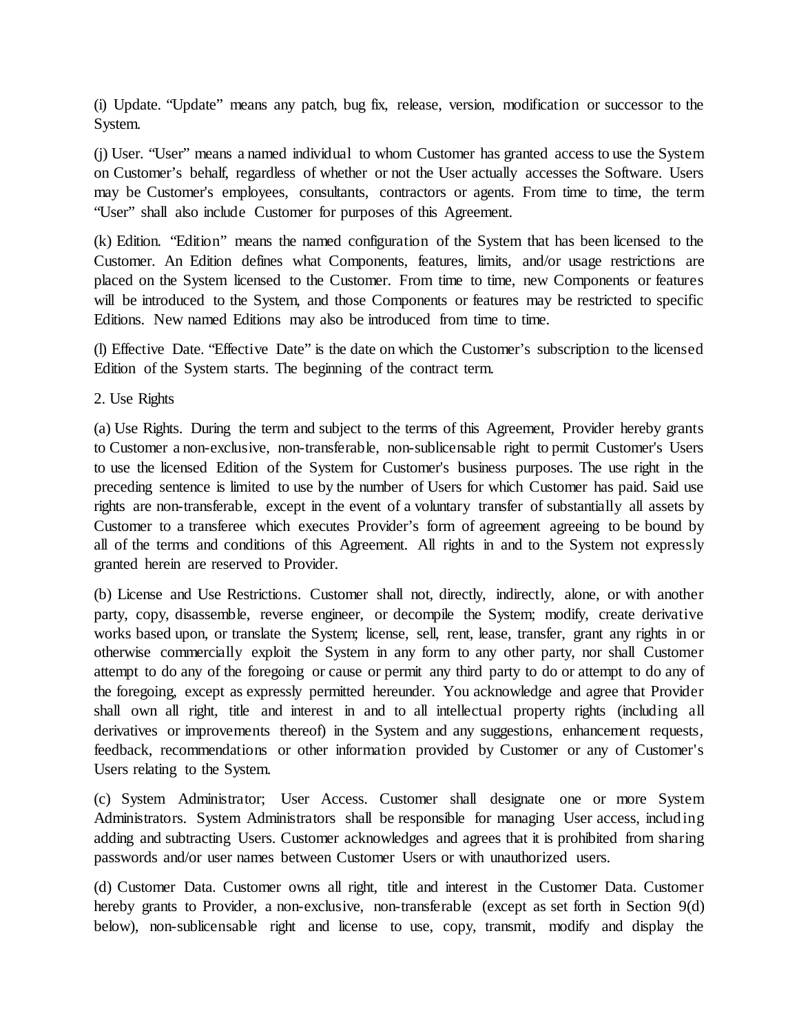(i) Update. “Update” means any patch, bug fix, release, version, modification or successor to the System.

(j) User. “User” means a named individual to whom Customer has granted access to use the System on Customer’s behalf, regardless of whether or not the User actually accesses the Software. Users may be Customer's employees, consultants, contractors or agents. From time to time, the term “User” shall also include Customer for purposes of this Agreement.

(k) Edition. “Edition” means the named configuration of the System that has been licensed to the Customer. An Edition defines what Components, features, limits, and/or usage restrictions are placed on the System licensed to the Customer. From time to time, new Components or features will be introduced to the System, and those Components or features may be restricted to specific Editions. New named Editions may also be introduced from time to time.

(l) Effective Date. “Effective Date” is the date on which the Customer’s subscription to the licensed Edition of the System starts. The beginning of the contract term.

2. Use Rights

(a) Use Rights. During the term and subject to the terms of this Agreement, Provider hereby grants to Customer a non-exclusive, non-transferable, non-sublicensable right to permit Customer's Users to use the licensed Edition of the System for Customer's business purposes. The use right in the preceding sentence is limited to use by the number of Users for which Customer has paid. Said use rights are non-transferable, except in the event of a voluntary transfer of substantially all assets by Customer to a transferee which executes Provider’s form of agreement agreeing to be bound by all of the terms and conditions of this Agreement. All rights in and to the System not expressly granted herein are reserved to Provider.

(b) License and Use Restrictions. Customer shall not, directly, indirectly, alone, or with another party, copy, disassemble, reverse engineer, or decompile the System; modify, create derivative works based upon, or translate the System; license, sell, rent, lease, transfer, grant any rights in or otherwise commercially exploit the System in any form to any other party, nor shall Customer attempt to do any of the foregoing or cause or permit any third party to do or attempt to do any of the foregoing, except as expressly permitted hereunder. You acknowledge and agree that Provider shall own all right, title and interest in and to all intellectual property rights (including all derivatives or improvements thereof) in the System and any suggestions, enhancement requests, feedback, recommendations or other information provided by Customer or any of Customer's Users relating to the System.

(c) System Administrator; User Access. Customer shall designate one or more System Administrators. System Administrators shall be responsible for managing User access, including adding and subtracting Users. Customer acknowledges and agrees that it is prohibited from sharing passwords and/or user names between Customer Users or with unauthorized users.

(d) Customer Data. Customer owns all right, title and interest in the Customer Data. Customer hereby grants to Provider, a non-exclusive, non-transferable (except as set forth in Section 9(d) below), non-sublicensable right and license to use, copy, transmit, modify and display the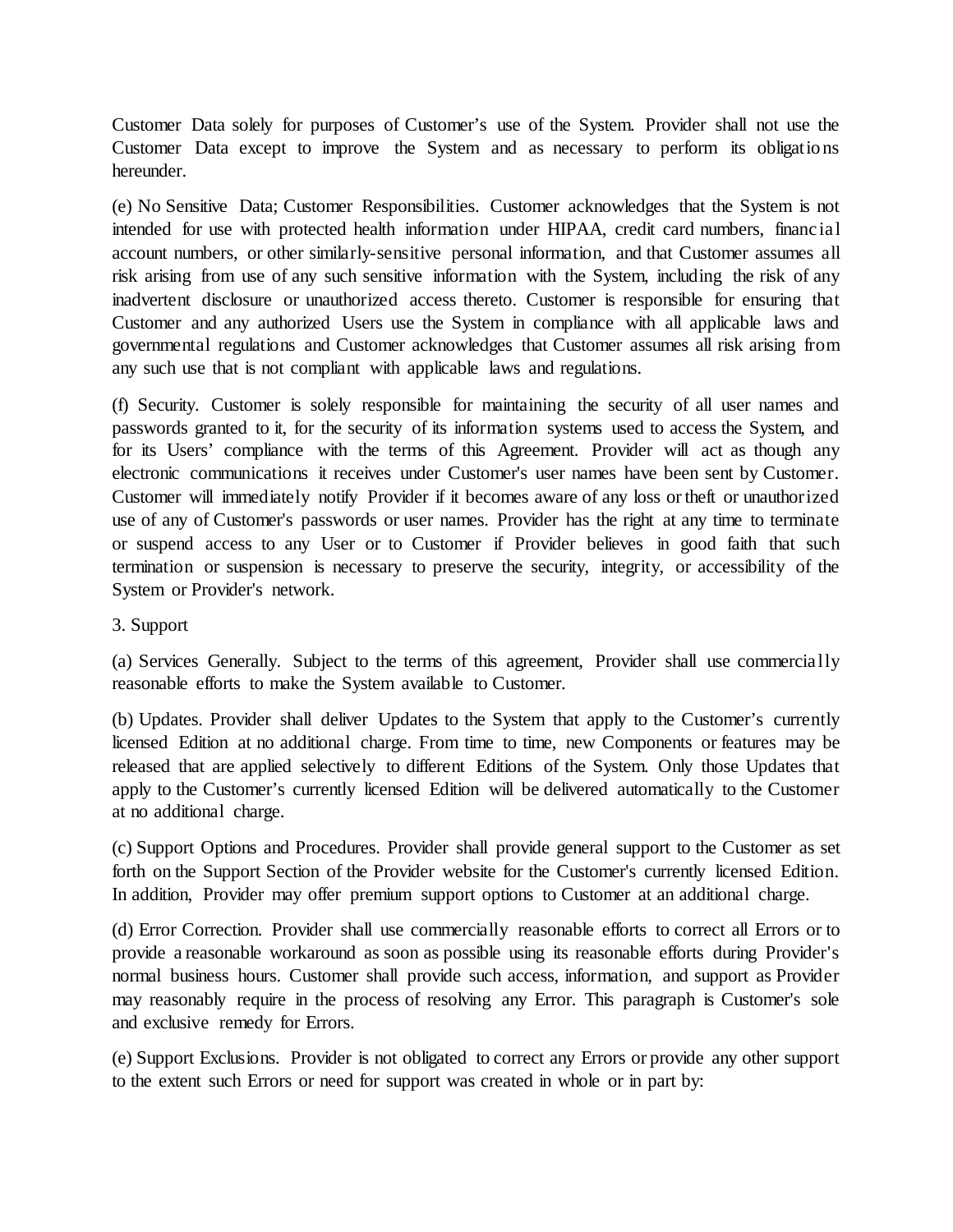Customer Data solely for purposes of Customer's use of the System. Provider shall not use the Customer Data except to improve the System and as necessary to perform its obligations hereunder.

(e) No Sensitive Data; Customer Responsibilities. Customer acknowledges that the System is not intended for use with protected health information under HIPAA, credit card numbers, financial account numbers, or other similarly-sensitive personal information, and that Customer assumes all risk arising from use of any such sensitive information with the System, including the risk of any inadvertent disclosure or unauthorized access thereto. Customer is responsible for ensuring that Customer and any authorized Users use the System in compliance with all applicable laws and governmental regulations and Customer acknowledges that Customer assumes all risk arising from any such use that is not compliant with applicable laws and regulations.

(f) Security. Customer is solely responsible for maintaining the security of all user names and passwords granted to it, for the security of its information systems used to access the System, and for its Users' compliance with the terms of this Agreement. Provider will act as though any electronic communications it receives under Customer's user names have been sent by Customer. Customer will immediately notify Provider if it becomes aware of any loss or theft or unauthorized use of any of Customer's passwords or user names. Provider has the right at any time to terminate or suspend access to any User or to Customer if Provider believes in good faith that such termination or suspension is necessary to preserve the security, integrity, or accessibility of the System or Provider's network.

3. Support

(a) Services Generally. Subject to the terms of this agreement, Provider shall use commercially reasonable efforts to make the System available to Customer.

(b) Updates. Provider shall deliver Updates to the System that apply to the Customer's currently licensed Edition at no additional charge. From time to time, new Components or features may be released that are applied selectively to different Editions of the System. Only those Updates that apply to the Customer's currently licensed Edition will be delivered automatically to the Customer at no additional charge.

(c) Support Options and Procedures. Provider shall provide general support to the Customer as set forth on the Support Section of the Provider website for the Customer's currently licensed Edition. In addition, Provider may offer premium support options to Customer at an additional charge.

(d) Error Correction. Provider shall use commercially reasonable efforts to correct all Errors or to provide a reasonable workaround as soon as possible using its reasonable efforts during Provider's normal business hours. Customer shall provide such access, information, and support as Provider may reasonably require in the process of resolving any Error. This paragraph is Customer's sole and exclusive remedy for Errors.

(e) Support Exclusions. Provider is not obligated to correct any Errors or provide any other support to the extent such Errors or need for support was created in whole or in part by: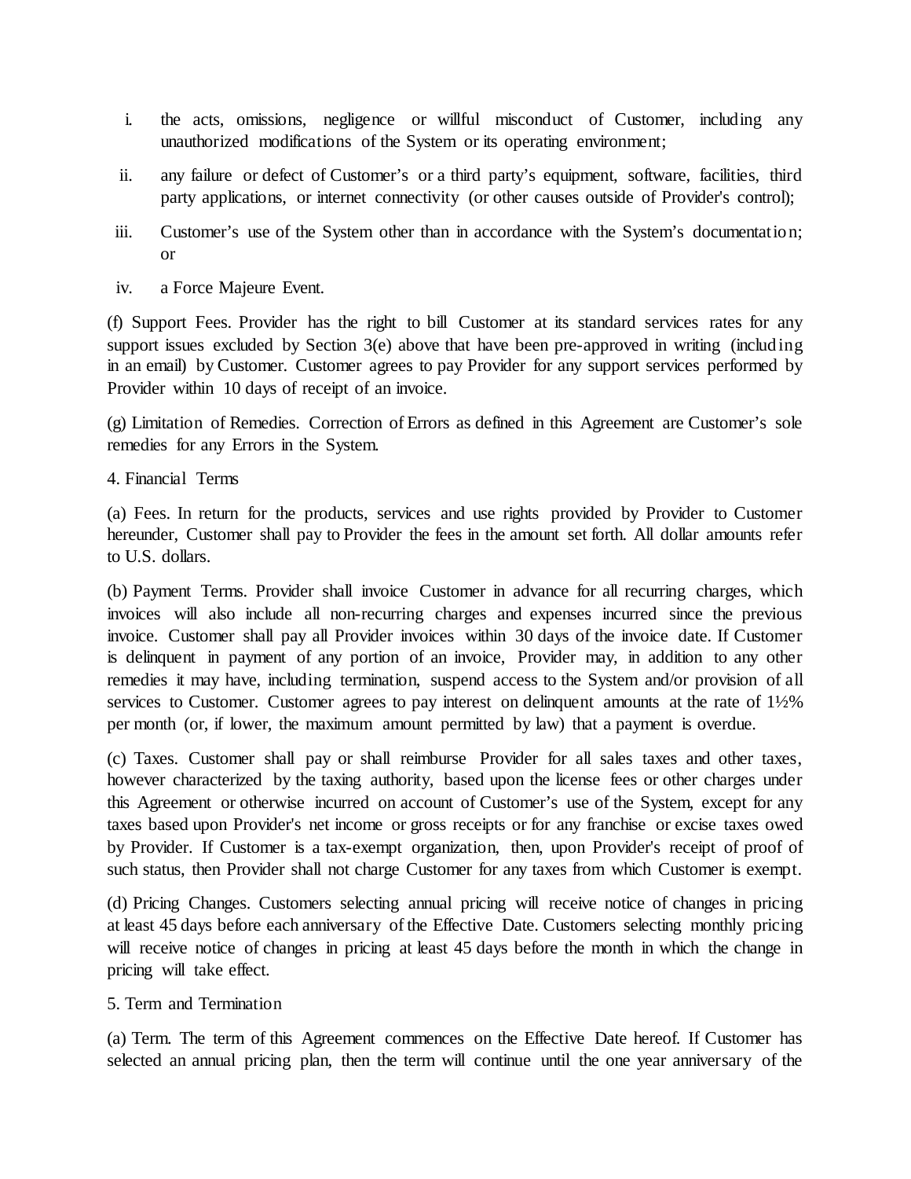i. the acts, omissions, negligence or willful misconduct of Customer, including any unauthorized modifications of the System or its operating environment;

ii. any failure or defect of Customer's or a third party's equipment, software, facilities, third party applications, or internet connectivity (or other causes outside of Provider's control);

iii. Customer's use of the System other than in accordance with the System's documentation; or

iv. a Force Majeure Event.

(f) Support Fees. Provider has the right to bill Customer at its standard services rates for any support issues excluded by Section 3(e) above that have been pre-approved in writing (including in an email) by Customer. Customer agrees to pay Provider for any support services performed by Provider within 10 days of receipt of an invoice.

(g) Limitation of Remedies. Correction of Errors as defined in this Agreement are Customer's sole remedies for any Errors in the System.

4. Financial Terms

(a) Fees. In return for the products, services and use rights provided by Provider to Customer hereunder, Customer shall pay to Provider the fees in the amount set forth. All dollar amounts refer to U.S. dollars.

(b) Payment Terms. Provider shall invoice Customer in advance for all recurring charges, which invoices will also include all non-recurring charges and expenses incurred since the previous invoice. Customer shall pay all Provider invoices within 30 days of the invoice date. If Customer is delinquent in payment of any portion of an invoice, Provider may, in addition to any other remedies it may have, including termination, suspend access to the System and/or provision of all services to Customer. Customer agrees to pay interest on delinquent amounts at the rate of 1½% per month (or, if lower, the maximum amount permitted by law) that a payment is overdue.

(c) Taxes. Customer shall pay or shall reimburse Provider for all sales taxes and other taxes, however characterized by the taxing authority, based upon the license fees or other charges under this Agreement or otherwise incurred on account of Customer's use of the System, except for any taxes based upon Provider's net income or gross receipts or for any franchise or excise taxes owed by Provider. If Customer is a tax-exempt organization, then, upon Provider's receipt of proof of such status, then Provider shall not charge Customer for any taxes from which Customer is exempt.

(d) Pricing Changes. Customers selecting annual pricing will receive notice of changes in pricing at least 45 days before each anniversary of the Effective Date. Customers selecting monthly pricing will receive notice of changes in pricing at least 45 days before the month in which the change in pricing will take effect.

5. Term and Termination

(a) Term. The term of this Agreement commences on the Effective Date hereof. If Customer has selected an annual pricing plan, then the term will continue until the one year anniversary of the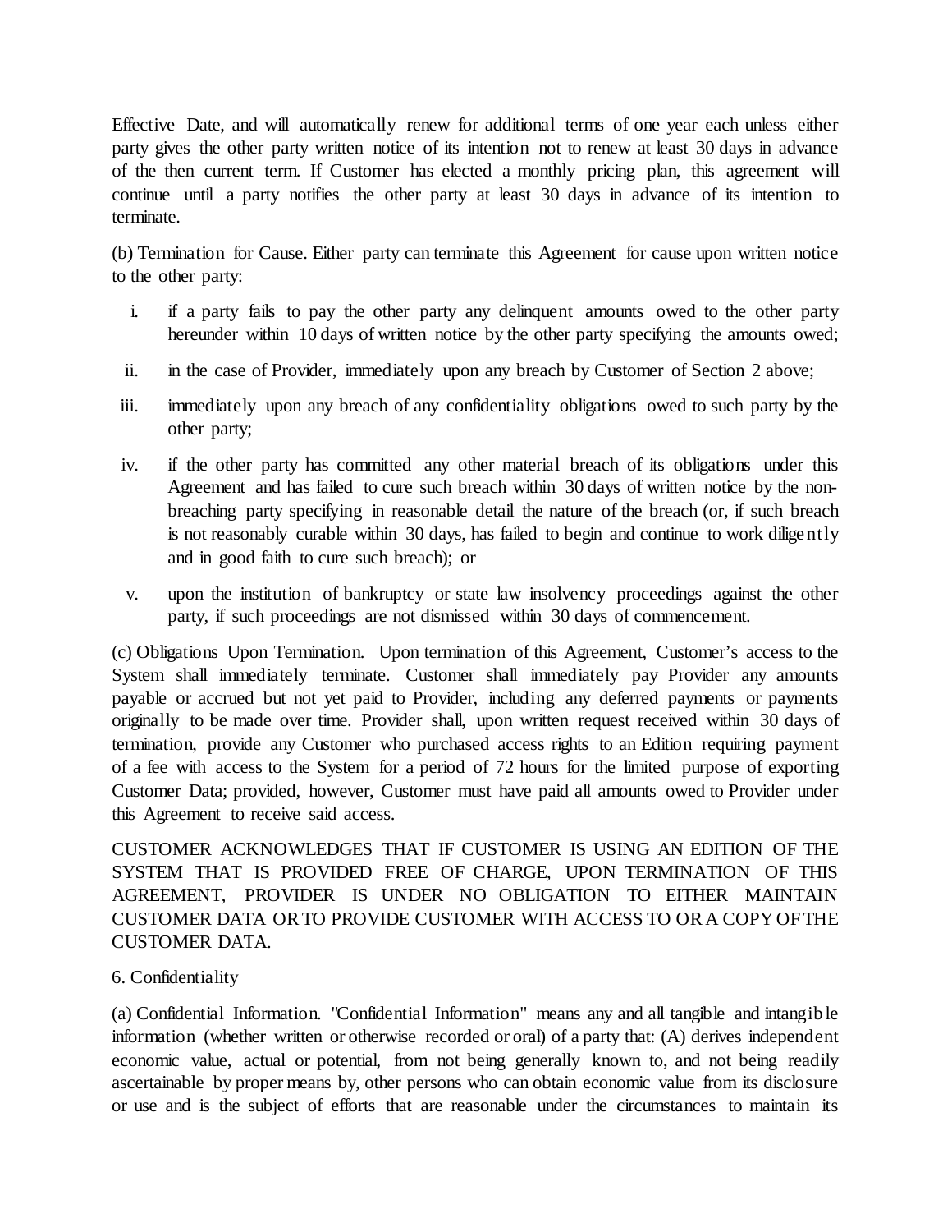Effective Date, and will automatically renew for additional terms of one year each unless either party gives the other party written notice of its intention not to renew at least 30 days in advance of the then current term. If Customer has elected a monthly pricing plan, this agreement will continue until a party notifies the other party at least 30 days in advance of its intention to terminate.

(b) Termination for Cause. Either party can terminate this Agreement for cause upon written notice to the other party:

i. if a party fails to pay the other party any delinquent amounts owed to the other party hereunder within 10 days of written notice by the other party specifying the amounts owed;

ii. in the case of Provider, immediately upon any breach by Customer of Section 2 above;

iii. immediately upon any breach of any confidentiality obligations owed to such party by the other party;

iv. if the other party has committed any other material breach of its obligations under this Agreement and has failed to cure such breach within 30 days of written notice by the non-breaching party specifying in reasonable detail the nature of the breach (or, if such breach is not reasonably curable within 30 days, has failed to begin and continue to work diligently and in good faith to cure such breach); or

v. upon the institution of bankruptcy or state law insolvency proceedings against the other party, if such proceedings are not dismissed within 30 days of commencement.

(c) Obligations Upon Termination. Upon termination of this Agreement, Customer's access to the System shall immediately terminate. Customer shall immediately pay Provider any amounts payable or accrued but not yet paid to Provider, including any deferred payments or payments originally to be made over time. Provider shall, upon written request received within 30 days of termination, provide any Customer who purchased access rights to an Edition requiring payment of a fee with access to the System for a period of 72 hours for the limited purpose of exporting Customer Data; provided, however, Customer must have paid all amounts owed to Provider under this Agreement to receive said access.

CUSTOMER ACKNOWLEDGES THAT IF CUSTOMER IS USING AN EDITION OF THE SYSTEM THAT IS PROVIDED FREE OF CHARGE, UPON TERMINATION OF THIS AGREEMENT, PROVIDER IS UNDER NO OBLIGATION TO EITHER MAINTAIN CUSTOMER DATA OR TO PROVIDE CUSTOMER WITH ACCESS TO OR A COPY OF THE CUSTOMER DATA.

6. Confidentiality

(a) Confidential Information. "Confidential Information" means any and all tangible and intangible information (whether written or otherwise recorded or oral) of a party that: (A) derives independent economic value, actual or potential, from not being generally known to, and not being readily ascertainable by proper means by, other persons who can obtain economic value from its disclosure or use and is the subject of efforts that are reasonable under the circumstances to maintain its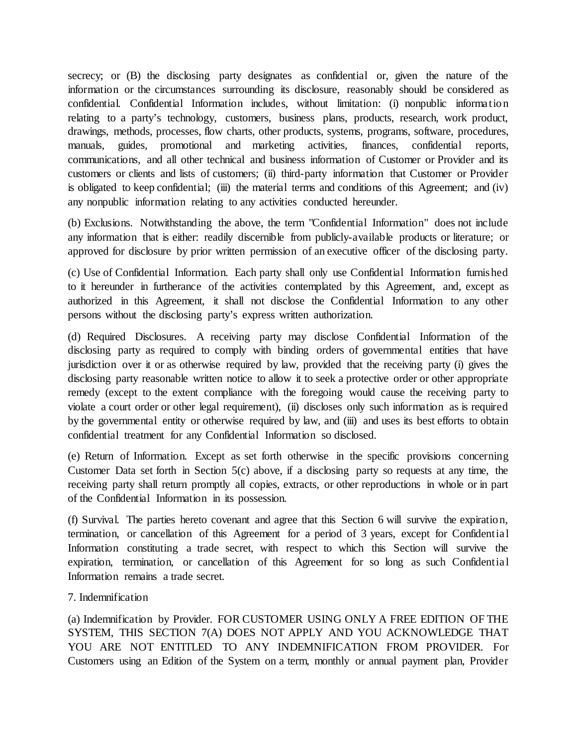secrecy; or (B) the disclosing party designates as confidential or, given the nature of the information or the circumstances surrounding its disclosure, reasonably should be considered as confidential. Confidential Information includes, without limitation: (i) nonpublic information relating to a party's technology, customers, business plans, products, research, work product, drawings, methods, processes, flow charts, other products, systems, programs, software, procedures, manuals, guides, promotional and marketing activities, finances, confidential reports, communications, and all other technical and business information of Customer or Provider and its customers or clients and lists of customers; (ii) third-party information that Customer or Provider is obligated to keep confidential; (iii) the material terms and conditions of this Agreement; and (iv) any nonpublic information relating to any activities conducted hereunder.

(b) Exclusions. Notwithstanding the above, the term "Confidential Information" does not include any information that is either: readily discernible from publicly-available products or literature; or approved for disclosure by prior written permission of an executive officer of the disclosing party.

(c) Use of Confidential Information. Each party shall only use Confidential Information furnished to it hereunder in furtherance of the activities contemplated by this Agreement, and, except as authorized in this Agreement, it shall not disclose the Confidential Information to any other persons without the disclosing party's express written authorization.

(d) Required Disclosures. A receiving party may disclose Confidential Information of the disclosing party as required to comply with binding orders of governmental entities that have jurisdiction over it or as otherwise required by law, provided that the receiving party (i) gives the disclosing party reasonable written notice to allow it to seek a protective order or other appropriate remedy (except to the extent compliance with the foregoing would cause the receiving party to violate a court order or other legal requirement), (ii) discloses only such information as is required by the governmental entity or otherwise required by law, and (iii) and uses its best efforts to obtain confidential treatment for any Confidential Information so disclosed.

(e) Return of Information. Except as set forth otherwise in the specific provisions concerning Customer Data set forth in Section 5(c) above, if a disclosing party so requests at any time, the receiving party shall return promptly all copies, extracts, or other reproductions in whole or in part of the Confidential Information in its possession.

(f) Survival. The parties hereto covenant and agree that this Section 6 will survive the expiration, termination, or cancellation of this Agreement for a period of 3 years, except for Confidential Information constituting a trade secret, with respect to which this Section will survive the expiration, termination, or cancellation of this Agreement for so long as such Confidential Information remains a trade secret.

## 7. Indemnification

(a) Indemnification by Provider. FOR CUSTOMER USING ONLY A FREE EDITION OF THE SYSTEM, THIS SECTION 7(A) DOES NOT APPLY AND YOU ACKNOWLEDGE THAT YOU ARE NOT ENTITLED TO ANY INDEMNIFICATION FROM PROVIDER. For Customers using an Edition of the System on a term, monthly or annual payment plan, Provider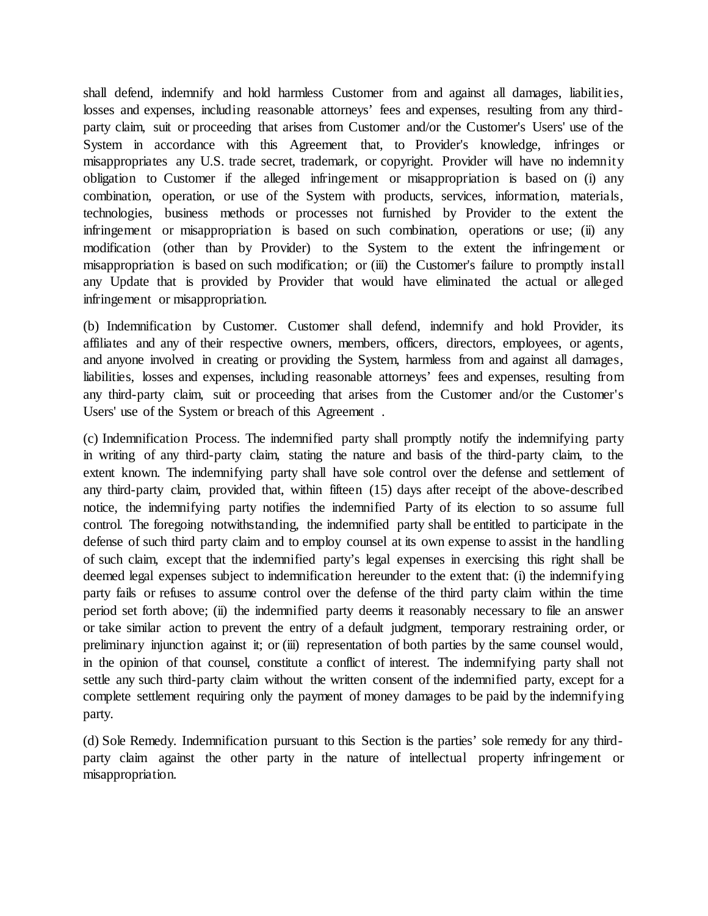shall defend, indemnify and hold harmless Customer from and against all damages, liabilities, losses and expenses, including reasonable attorneys' fees and expenses, resulting from any third-party claim, suit or proceeding that arises from Customer and/or the Customer's Users' use of the System in accordance with this Agreement that, to Provider's knowledge, infringes or misappropriates any U.S. trade secret, trademark, or copyright. Provider will have no indemnity obligation to Customer if the alleged infringement or misappropriation is based on (i) any combination, operation, or use of the System with products, services, information, materials, technologies, business methods or processes not furnished by Provider to the extent the infringement or misappropriation is based on such combination, operations or use; (ii) any modification (other than by Provider) to the System to the extent the infringement or misappropriation is based on such modification; or (iii) the Customer's failure to promptly install any Update that is provided by Provider that would have eliminated the actual or alleged infringement or misappropriation.

(b) Indemnification by Customer. Customer shall defend, indemnify and hold Provider, its affiliates and any of their respective owners, members, officers, directors, employees, or agents, and anyone involved in creating or providing the System, harmless from and against all damages, liabilities, losses and expenses, including reasonable attorneys' fees and expenses, resulting from any third-party claim, suit or proceeding that arises from the Customer and/or the Customer's Users' use of the System or breach of this Agreement .

(c) Indemnification Process. The indemnified party shall promptly notify the indemnifying party in writing of any third-party claim, stating the nature and basis of the third-party claim, to the extent known. The indemnifying party shall have sole control over the defense and settlement of any third-party claim, provided that, within fifteen (15) days after receipt of the above-described notice, the indemnifying party notifies the indemnified Party of its election to so assume full control. The foregoing notwithstanding, the indemnified party shall be entitled to participate in the defense of such third party claim and to employ counsel at its own expense to assist in the handling of such claim, except that the indemnified party's legal expenses in exercising this right shall be deemed legal expenses subject to indemnification hereunder to the extent that: (i) the indemnifying party fails or refuses to assume control over the defense of the third party claim within the time period set forth above; (ii) the indemnified party deems it reasonably necessary to file an answer or take similar action to prevent the entry of a default judgment, temporary restraining order, or preliminary injunction against it; or (iii) representation of both parties by the same counsel would, in the opinion of that counsel, constitute a conflict of interest. The indemnifying party shall not settle any such third-party claim without the written consent of the indemnified party, except for a complete settlement requiring only the payment of money damages to be paid by the indemnifying party.

(d) Sole Remedy. Indemnification pursuant to this Section is the parties' sole remedy for any third-party claim against the other party in the nature of intellectual property infringement or misappropriation.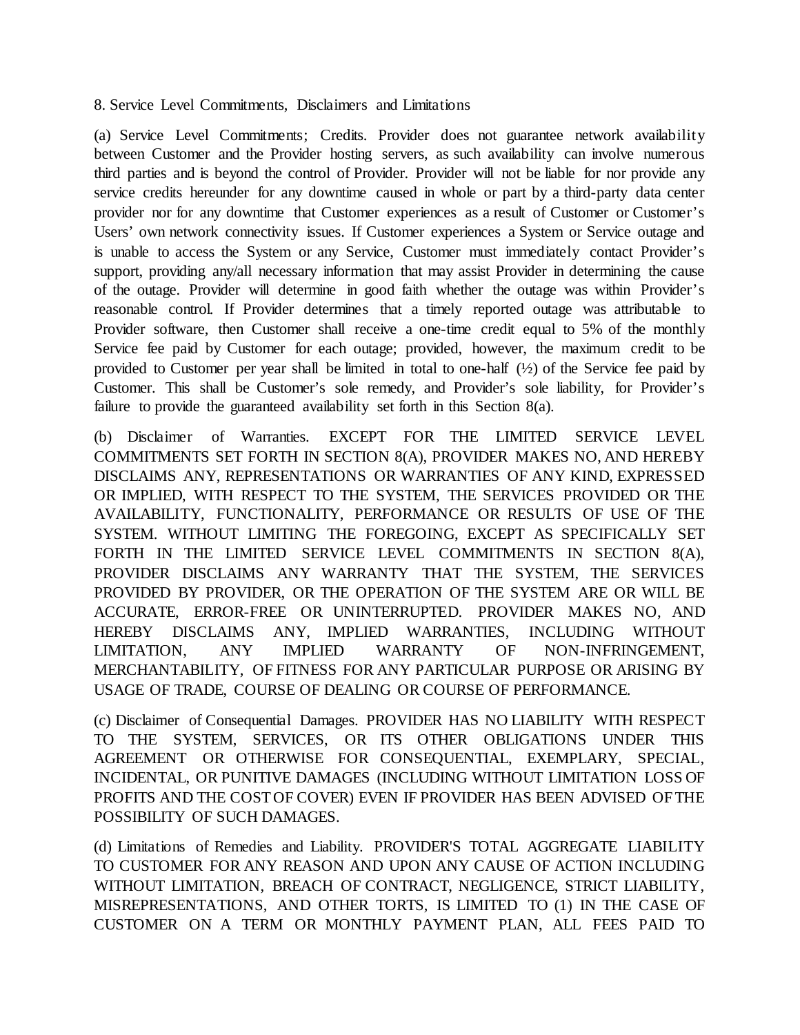8. Service Level Commitments, Disclaimers and Limitations

(a) Service Level Commitments; Credits. Provider does not guarantee network availability between Customer and the Provider hosting servers, as such availability can involve numerous third parties and is beyond the control of Provider. Provider will not be liable for nor provide any service credits hereunder for any downtime caused in whole or part by a third-party data center provider nor for any downtime that Customer experiences as a result of Customer or Customer's Users' own network connectivity issues. If Customer experiences a System or Service outage and is unable to access the System or any Service, Customer must immediately contact Provider's support, providing any/all necessary information that may assist Provider in determining the cause of the outage. Provider will determine in good faith whether the outage was within Provider's reasonable control. If Provider determines that a timely reported outage was attributable to Provider software, then Customer shall receive a one-time credit equal to 5% of the monthly Service fee paid by Customer for each outage; provided, however, the maximum credit to be provided to Customer per year shall be limited in total to one-half (½) of the Service fee paid by Customer. This shall be Customer's sole remedy, and Provider's sole liability, for Provider's failure to provide the guaranteed availability set forth in this Section 8(a).

(b) Disclaimer of Warranties. EXCEPT FOR THE LIMITED SERVICE LEVEL COMMITMENTS SET FORTH IN SECTION 8(A), PROVIDER MAKES NO, AND HEREBY DISCLAIMS ANY, REPRESENTATIONS OR WARRANTIES OF ANY KIND, EXPRESSED OR IMPLIED, WITH RESPECT TO THE SYSTEM, THE SERVICES PROVIDED OR THE AVAILABILITY, FUNCTIONALITY, PERFORMANCE OR RESULTS OF USE OF THE SYSTEM. WITHOUT LIMITING THE FOREGOING, EXCEPT AS SPECIFICALLY SET FORTH IN THE LIMITED SERVICE LEVEL COMMITMENTS IN SECTION 8(A), PROVIDER DISCLAIMS ANY WARRANTY THAT THE SYSTEM, THE SERVICES PROVIDED BY PROVIDER, OR THE OPERATION OF THE SYSTEM ARE OR WILL BE ACCURATE, ERROR-FREE OR UNINTERRUPTED. PROVIDER MAKES NO, AND HEREBY DISCLAIMS ANY, IMPLIED WARRANTIES, INCLUDING WITHOUT LIMITATION, ANY IMPLIED WARRANTY OF NON-INFRINGEMENT, MERCHANTABILITY, OF FITNESS FOR ANY PARTICULAR PURPOSE OR ARISING BY USAGE OF TRADE, COURSE OF DEALING OR COURSE OF PERFORMANCE.

(c) Disclaimer of Consequential Damages. PROVIDER HAS NO LIABILITY WITH RESPECT TO THE SYSTEM, SERVICES, OR ITS OTHER OBLIGATIONS UNDER THIS AGREEMENT OR OTHERWISE FOR CONSEQUENTIAL, EXEMPLARY, SPECIAL, INCIDENTAL, OR PUNITIVE DAMAGES (INCLUDING WITHOUT LIMITATION LOSS OF PROFITS AND THE COST OF COVER) EVEN IF PROVIDER HAS BEEN ADVISED OF THE POSSIBILITY OF SUCH DAMAGES.

(d) Limitations of Remedies and Liability. PROVIDER'S TOTAL AGGREGATE LIABILITY TO CUSTOMER FOR ANY REASON AND UPON ANY CAUSE OF ACTION INCLUDING WITHOUT LIMITATION, BREACH OF CONTRACT, NEGLIGENCE, STRICT LIABILITY, MISREPRESENTATIONS, AND OTHER TORTS, IS LIMITED TO (1) IN THE CASE OF CUSTOMER ON A TERM OR MONTHLY PAYMENT PLAN, ALL FEES PAID TO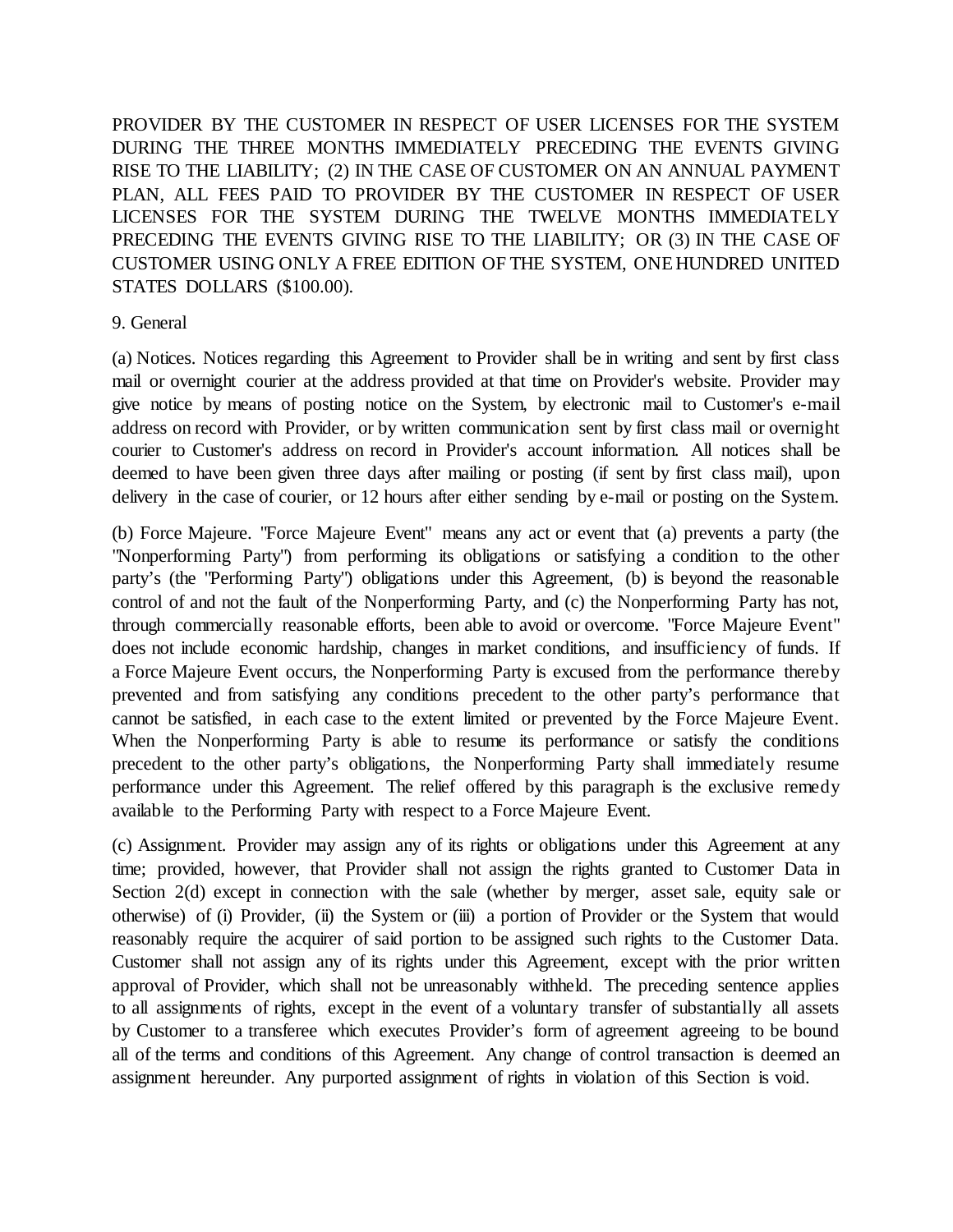PROVIDER BY THE CUSTOMER IN RESPECT OF USER LICENSES FOR THE SYSTEM DURING THE THREE MONTHS IMMEDIATELY PRECEDING THE EVENTS GIVING RISE TO THE LIABILITY; (2) IN THE CASE OF CUSTOMER ON AN ANNUAL PAYMENT PLAN, ALL FEES PAID TO PROVIDER BY THE CUSTOMER IN RESPECT OF USER LICENSES FOR THE SYSTEM DURING THE TWELVE MONTHS IMMEDIATELY PRECEDING THE EVENTS GIVING RISE TO THE LIABILITY; OR (3) IN THE CASE OF CUSTOMER USING ONLY A FREE EDITION OF THE SYSTEM, ONE HUNDRED UNITED STATES DOLLARS ($100.00).

9. General

(a) Notices. Notices regarding this Agreement to Provider shall be in writing and sent by first class mail or overnight courier at the address provided at that time on Provider's website. Provider may give notice by means of posting notice on the System, by electronic mail to Customer's e-mail address on record with Provider, or by written communication sent by first class mail or overnight courier to Customer's address on record in Provider's account information. All notices shall be deemed to have been given three days after mailing or posting (if sent by first class mail), upon delivery in the case of courier, or 12 hours after either sending by e-mail or posting on the System.

(b) Force Majeure. "Force Majeure Event" means any act or event that (a) prevents a party (the "Nonperforming Party") from performing its obligations or satisfying a condition to the other party's (the "Performing Party") obligations under this Agreement, (b) is beyond the reasonable control of and not the fault of the Nonperforming Party, and (c) the Nonperforming Party has not, through commercially reasonable efforts, been able to avoid or overcome. "Force Majeure Event" does not include economic hardship, changes in market conditions, and insufficiency of funds. If a Force Majeure Event occurs, the Nonperforming Party is excused from the performance thereby prevented and from satisfying any conditions precedent to the other party's performance that cannot be satisfied, in each case to the extent limited or prevented by the Force Majeure Event. When the Nonperforming Party is able to resume its performance or satisfy the conditions precedent to the other party's obligations, the Nonperforming Party shall immediately resume performance under this Agreement. The relief offered by this paragraph is the exclusive remedy available to the Performing Party with respect to a Force Majeure Event.

(c) Assignment. Provider may assign any of its rights or obligations under this Agreement at any time; provided, however, that Provider shall not assign the rights granted to Customer Data in Section 2(d) except in connection with the sale (whether by merger, asset sale, equity sale or otherwise) of (i) Provider, (ii) the System or (iii) a portion of Provider or the System that would reasonably require the acquirer of said portion to be assigned such rights to the Customer Data. Customer shall not assign any of its rights under this Agreement, except with the prior written approval of Provider, which shall not be unreasonably withheld. The preceding sentence applies to all assignments of rights, except in the event of a voluntary transfer of substantially all assets by Customer to a transferee which executes Provider's form of agreement agreeing to be bound all of the terms and conditions of this Agreement. Any change of control transaction is deemed an assignment hereunder. Any purported assignment of rights in violation of this Section is void.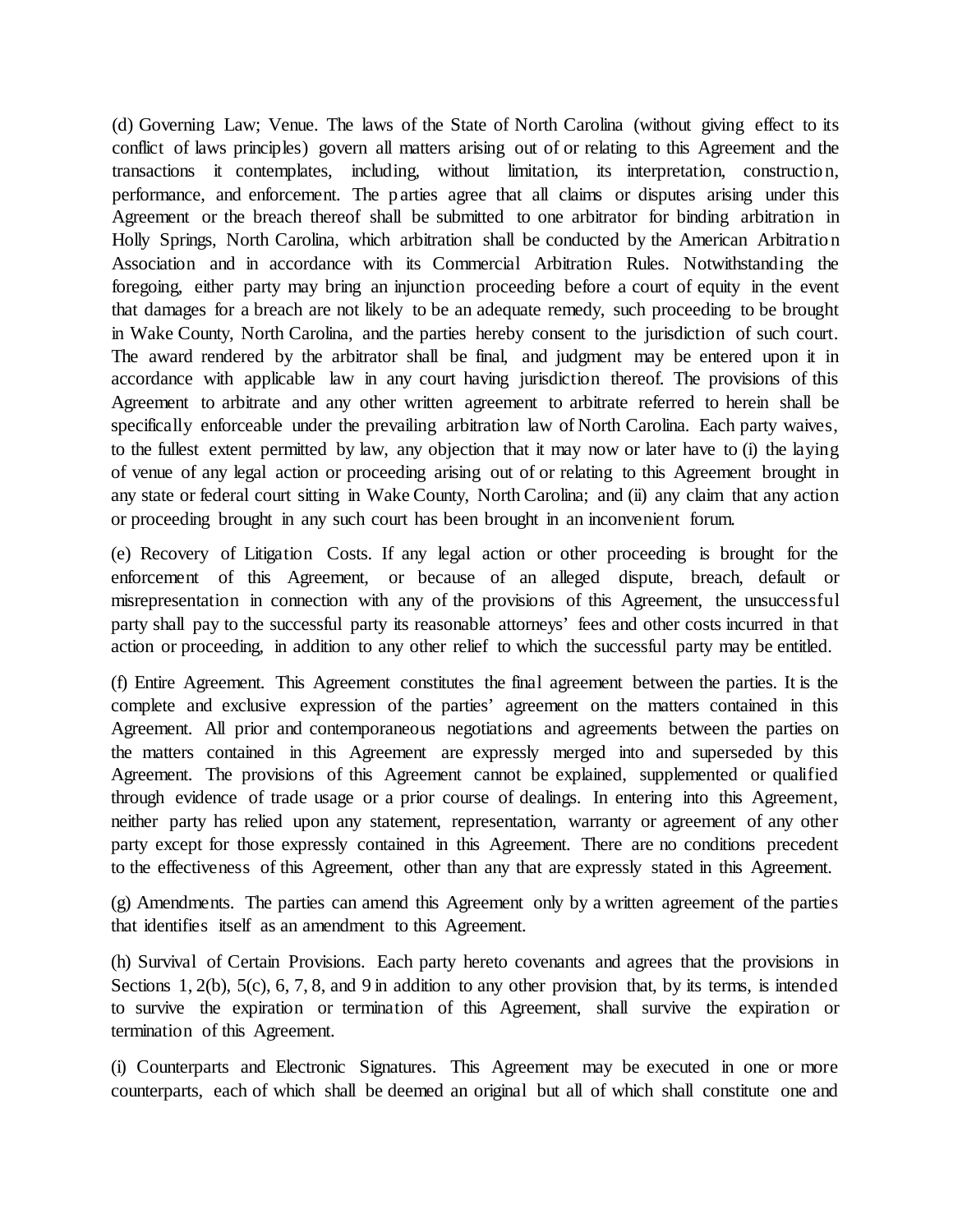(d) Governing Law; Venue. The laws of the State of North Carolina (without giving effect to its conflict of laws principles) govern all matters arising out of or relating to this Agreement and the transactions it contemplates, including, without limitation, its interpretation, construction, performance, and enforcement. The parties agree that all claims or disputes arising under this Agreement or the breach thereof shall be submitted to one arbitrator for binding arbitration in Holly Springs, North Carolina, which arbitration shall be conducted by the American Arbitration Association and in accordance with its Commercial Arbitration Rules. Notwithstanding the foregoing, either party may bring an injunction proceeding before a court of equity in the event that damages for a breach are not likely to be an adequate remedy, such proceeding to be brought in Wake County, North Carolina, and the parties hereby consent to the jurisdiction of such court. The award rendered by the arbitrator shall be final, and judgment may be entered upon it in accordance with applicable law in any court having jurisdiction thereof. The provisions of this Agreement to arbitrate and any other written agreement to arbitrate referred to herein shall be specifically enforceable under the prevailing arbitration law of North Carolina. Each party waives, to the fullest extent permitted by law, any objection that it may now or later have to (i) the laying of venue of any legal action or proceeding arising out of or relating to this Agreement brought in any state or federal court sitting in Wake County, North Carolina; and (ii) any claim that any action or proceeding brought in any such court has been brought in an inconvenient forum.

(e) Recovery of Litigation Costs. If any legal action or other proceeding is brought for the enforcement of this Agreement, or because of an alleged dispute, breach, default or misrepresentation in connection with any of the provisions of this Agreement, the unsuccessful party shall pay to the successful party its reasonable attorneys' fees and other costs incurred in that action or proceeding, in addition to any other relief to which the successful party may be entitled.

(f) Entire Agreement. This Agreement constitutes the final agreement between the parties. It is the complete and exclusive expression of the parties' agreement on the matters contained in this Agreement. All prior and contemporaneous negotiations and agreements between the parties on the matters contained in this Agreement are expressly merged into and superseded by this Agreement. The provisions of this Agreement cannot be explained, supplemented or qualified through evidence of trade usage or a prior course of dealings. In entering into this Agreement, neither party has relied upon any statement, representation, warranty or agreement of any other party except for those expressly contained in this Agreement. There are no conditions precedent to the effectiveness of this Agreement, other than any that are expressly stated in this Agreement.

(g) Amendments. The parties can amend this Agreement only by a written agreement of the parties that identifies itself as an amendment to this Agreement.

(h) Survival of Certain Provisions. Each party hereto covenants and agrees that the provisions in Sections 1, 2(b), 5(c), 6, 7, 8, and 9 in addition to any other provision that, by its terms, is intended to survive the expiration or termination of this Agreement, shall survive the expiration or termination of this Agreement.

(i) Counterparts and Electronic Signatures. This Agreement may be executed in one or more counterparts, each of which shall be deemed an original but all of which shall constitute one and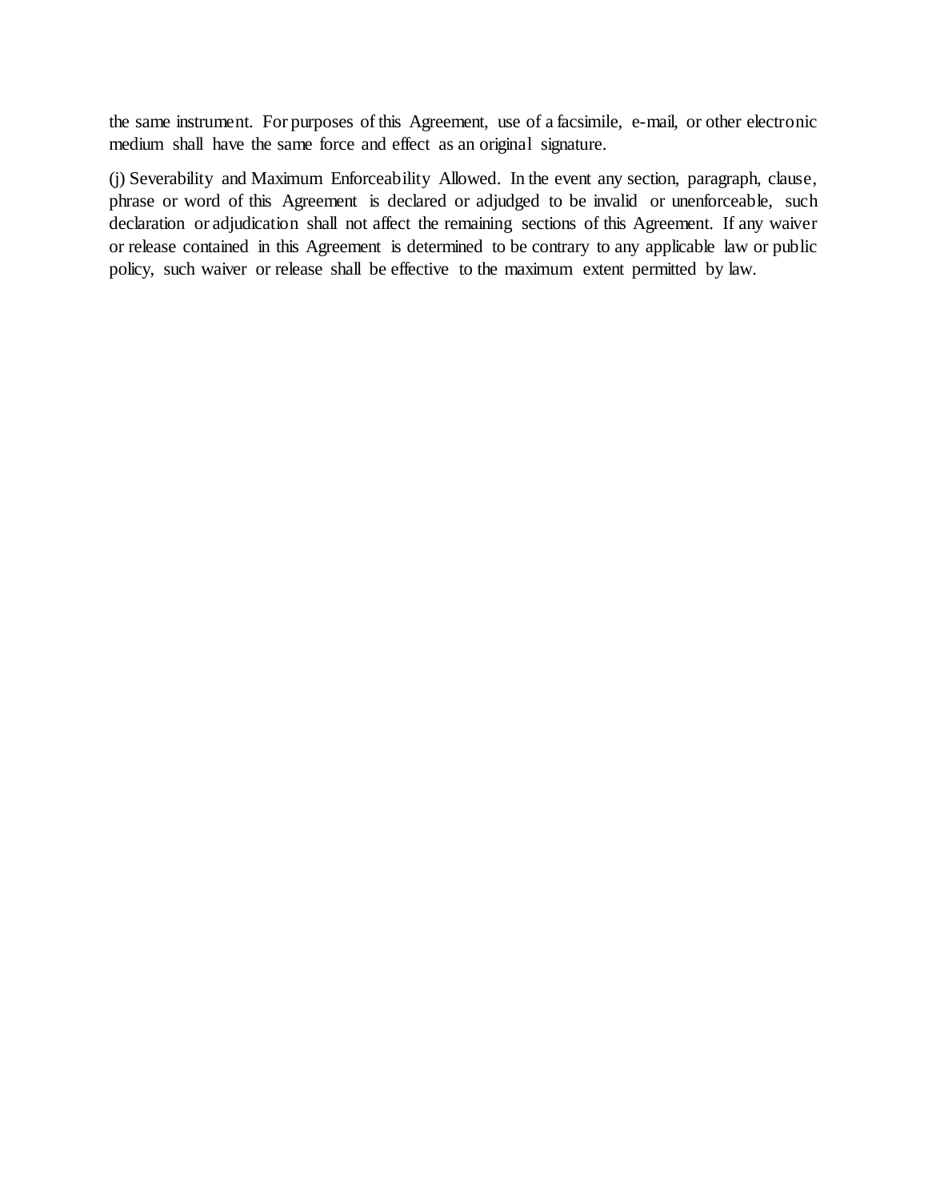the same instrument. For purposes of this Agreement, use of a facsimile, e-mail, or other electronic medium shall have the same force and effect as an original signature.

(j) Severability and Maximum Enforceability Allowed. In the event any section, paragraph, clause, phrase or word of this Agreement is declared or adjudged to be invalid or unenforceable, such declaration or adjudication shall not affect the remaining sections of this Agreement. If any waiver or release contained in this Agreement is determined to be contrary to any applicable law or public policy, such waiver or release shall be effective to the maximum extent permitted by law.